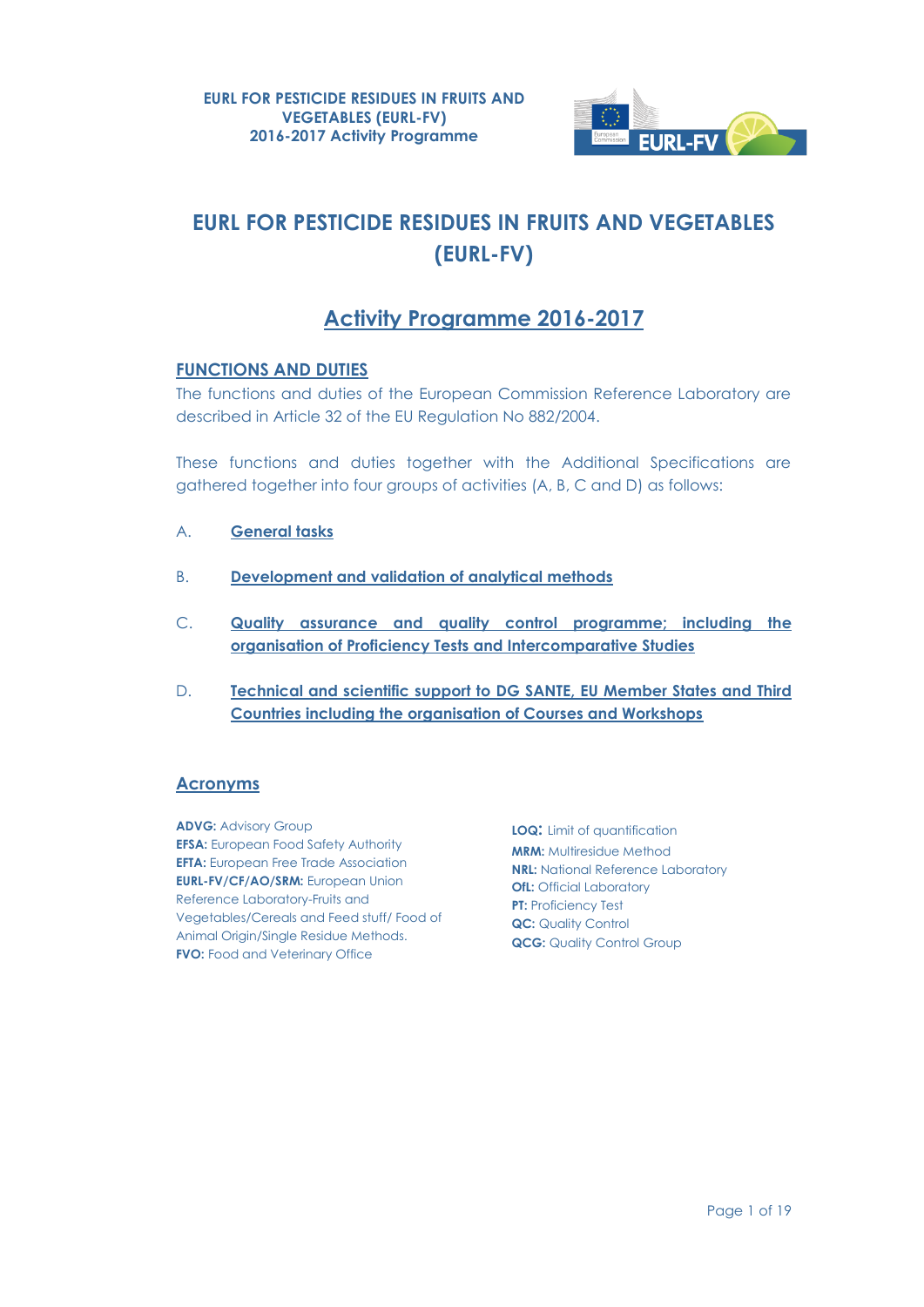EURL FOR PESTICIDE RESIDUES IN FRUITS AND VEGETABLES (EURL-FV)
2016-2017 Activity Programme

# EURL FOR PESTICIDE RESIDUES IN FRUITS AND VEGETABLES (EURL-FV)

## Activity Programme 2016-2017

### FUNCTIONS AND DUTIES

The functions and duties of the European Commission Reference Laboratory are described in Article 32 of the EU Regulation No 882/2004.

These functions and duties together with the Additional Specifications are gathered together into four groups of activities (A, B, C and D) as follows:

A. **General tasks**

B. **Development and validation of analytical methods**

C. **Quality assurance and quality control programme; including the organisation of Proficiency Tests and Intercomparative Studies**

D. **Technical and scientific support to DG SANTE, EU Member States and Third Countries including the organisation of Courses and Workshops**

### Acronyms

**ADVG:** Advisory Group
**EFSA:** European Food Safety Authority
**EFTA:** European Free Trade Association
**EURL-FV/CF/AO/SRM:** European Union Reference Laboratory-Fruits and Vegetables/Cereals and Feed stuff/ Food of Animal Origin/Single Residue Methods.
**FVO:** Food and Veterinary Office
**LOQ:** Limit of quantification
**MRM:** Multiresidue Method
**NRL:** National Reference Laboratory
**OfL:** Official Laboratory
**PT:** Proficiency Test
**QC:** Quality Control
**QCG:** Quality Control Group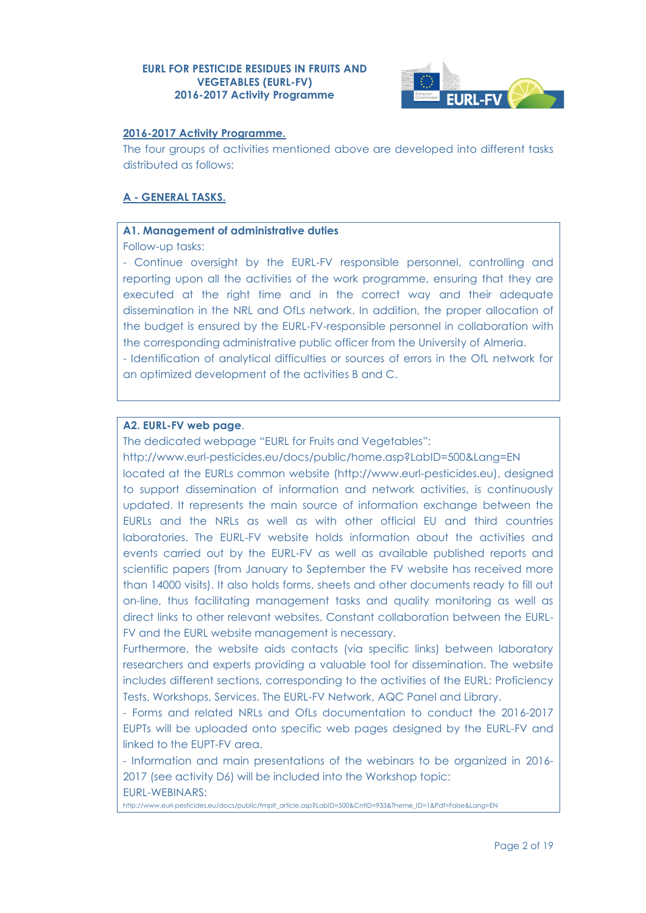**2016-2017 Activity Programme.**

The four groups of activities mentioned above are developed into different tasks distributed as follows:

## A - GENERAL TASKS.

### A1. Management of administrative duties

Follow-up tasks:

- Continue oversight by the EURL-FV responsible personnel, controlling and reporting upon all the activities of the work programme, ensuring that they are executed at the right time and in the correct way and their adequate dissemination in the NRL and OfLs network. In addition, the proper allocation of the budget is ensured by the EURL-FV-responsible personnel in collaboration with the corresponding administrative public officer from the University of Almeria.
- Identification of analytical difficulties or sources of errors in the OfL network for an optimized development of the activities B and C.

### A2. EURL-FV web page.

The dedicated webpage "EURL for Fruits and Vegetables":
http://www.eurl-pesticides.eu/docs/public/home.asp?LabID=500&Lang=EN
located at the EURLs common website (http://www.eurl-pesticides.eu), designed to support dissemination of information and network activities, is continuously updated. It represents the main source of information exchange between the EURLs and the NRLs as well as with other official EU and third countries laboratories. The EURL-FV website holds information about the activities and events carried out by the EURL-FV as well as available published reports and scientific papers (from January to September the FV website has received more than 14000 visits). It also holds forms, sheets and other documents ready to fill out on-line, thus facilitating management tasks and quality monitoring as well as direct links to other relevant websites. Constant collaboration between the EURL-FV and the EURL website management is necessary.

Furthermore, the website aids contacts (via specific links) between laboratory researchers and experts providing a valuable tool for dissemination. The website includes different sections, corresponding to the activities of the EURL: Proficiency Tests, Workshops, Services, The EURL-FV Network, AQC Panel and Library.

- Forms and related NRLs and OfLs documentation to conduct the 2016-2017 EUPTs will be uploaded onto specific web pages designed by the EURL-FV and linked to the EUPT-FV area.
- Information and main presentations of the webinars to be organized in 2016-2017 (see activity D6) will be included into the Workshop topic:

EURL-WEBINARS:
http://www.eurl-pesticides.eu/docs/public/tmplt_article.asp?LabID=500&CntID=933&Theme_ID=1&Pdf=False&Lang=EN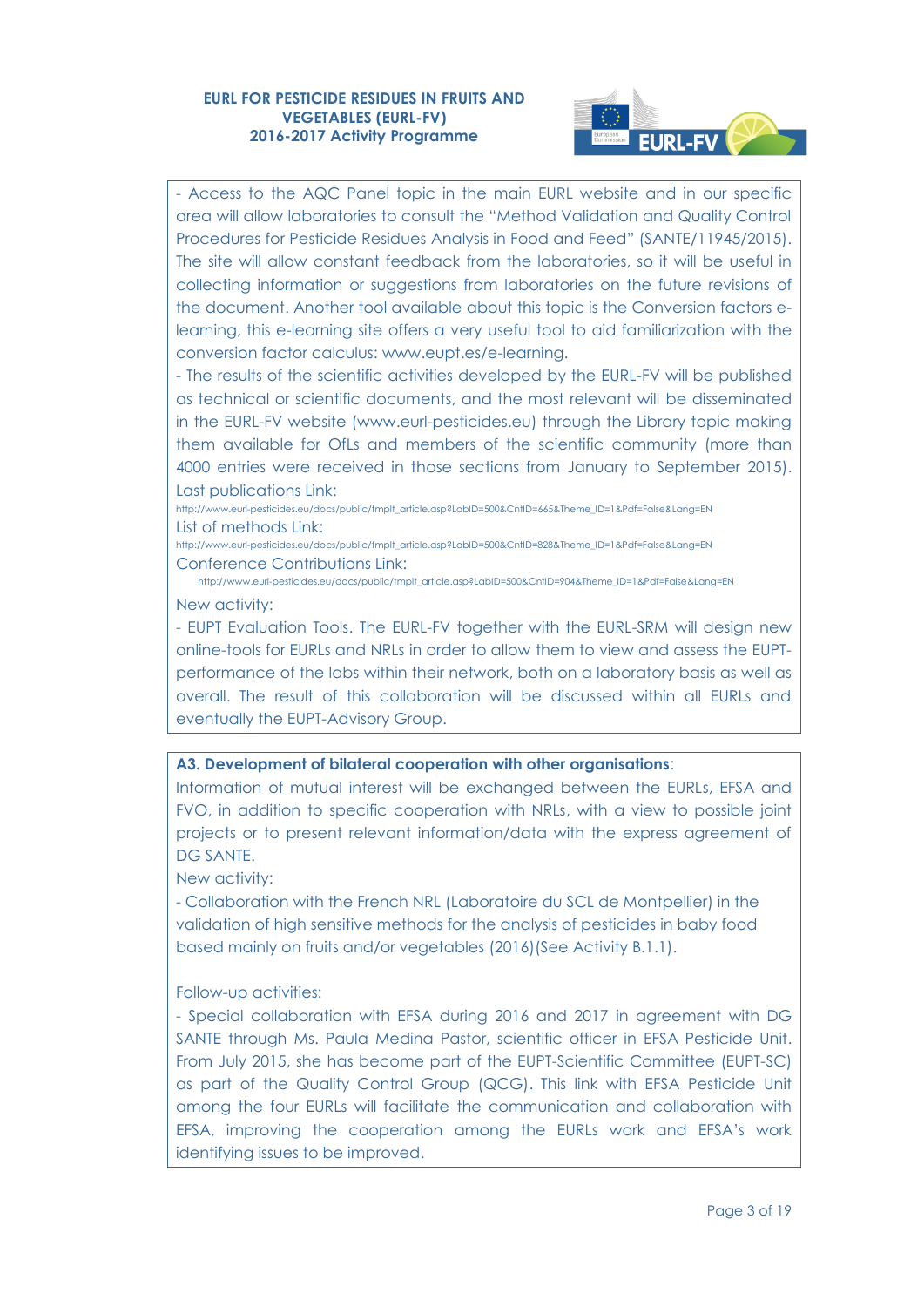- Access to the AQC Panel topic in the main EURL website and in our specific area will allow laboratories to consult the "Method Validation and Quality Control Procedures for Pesticide Residues Analysis in Food and Feed" (SANTE/11945/2015). The site will allow constant feedback from the laboratories, so it will be useful in collecting information or suggestions from laboratories on the future revisions of the document. Another tool available about this topic is the Conversion factors e-learning, this e-learning site offers a very useful tool to aid familiarization with the conversion factor calculus: www.eupt.es/e-learning.

- The results of the scientific activities developed by the EURL-FV will be published as technical or scientific documents, and the most relevant will be disseminated in the EURL-FV website (www.eurl-pesticides.eu) through the Library topic making them available for OfLs and members of the scientific community (more than 4000 entries were received in those sections from January to September 2015).

Last publications Link:
http://www.eurl-pesticides.eu/docs/public/tmplt_article.asp?LabID=500&CntID=665&Theme_ID=1&Pdf=False&Lang=EN

List of methods Link:
http://www.eurl-pesticides.eu/docs/public/tmplt_article.asp?LabID=500&CntID=828&Theme_ID=1&Pdf=False&Lang=EN

Conference Contributions Link:
http://www.eurl-pesticides.eu/docs/public/tmplt_article.asp?LabID=500&CntID=904&Theme_ID=1&Pdf=False&Lang=EN

New activity:

- EUPT Evaluation Tools. The EURL-FV together with the EURL-SRM will design new online-tools for EURLs and NRLs in order to allow them to view and assess the EUPT-performance of the labs within their network, both on a laboratory basis as well as overall. The result of this collaboration will be discussed within all EURLs and eventually the EUPT-Advisory Group.

**A3. Development of bilateral cooperation with other organisations**:

Information of mutual interest will be exchanged between the EURLs, EFSA and FVO, in addition to specific cooperation with NRLs, with a view to possible joint projects or to present relevant information/data with the express agreement of DG SANTE.

New activity:

- Collaboration with the French NRL (Laboratoire du SCL de Montpellier) in the validation of high sensitive methods for the analysis of pesticides in baby food based mainly on fruits and/or vegetables (2016)(See Activity B.1.1).

Follow-up activities:

- Special collaboration with EFSA during 2016 and 2017 in agreement with DG SANTE through Ms. Paula Medina Pastor, scientific officer in EFSA Pesticide Unit. From July 2015, she has become part of the EUPT-Scientific Committee (EUPT-SC) as part of the Quality Control Group (QCG). This link with EFSA Pesticide Unit among the four EURLs will facilitate the communication and collaboration with EFSA, improving the cooperation among the EURLs work and EFSA's work identifying issues to be improved.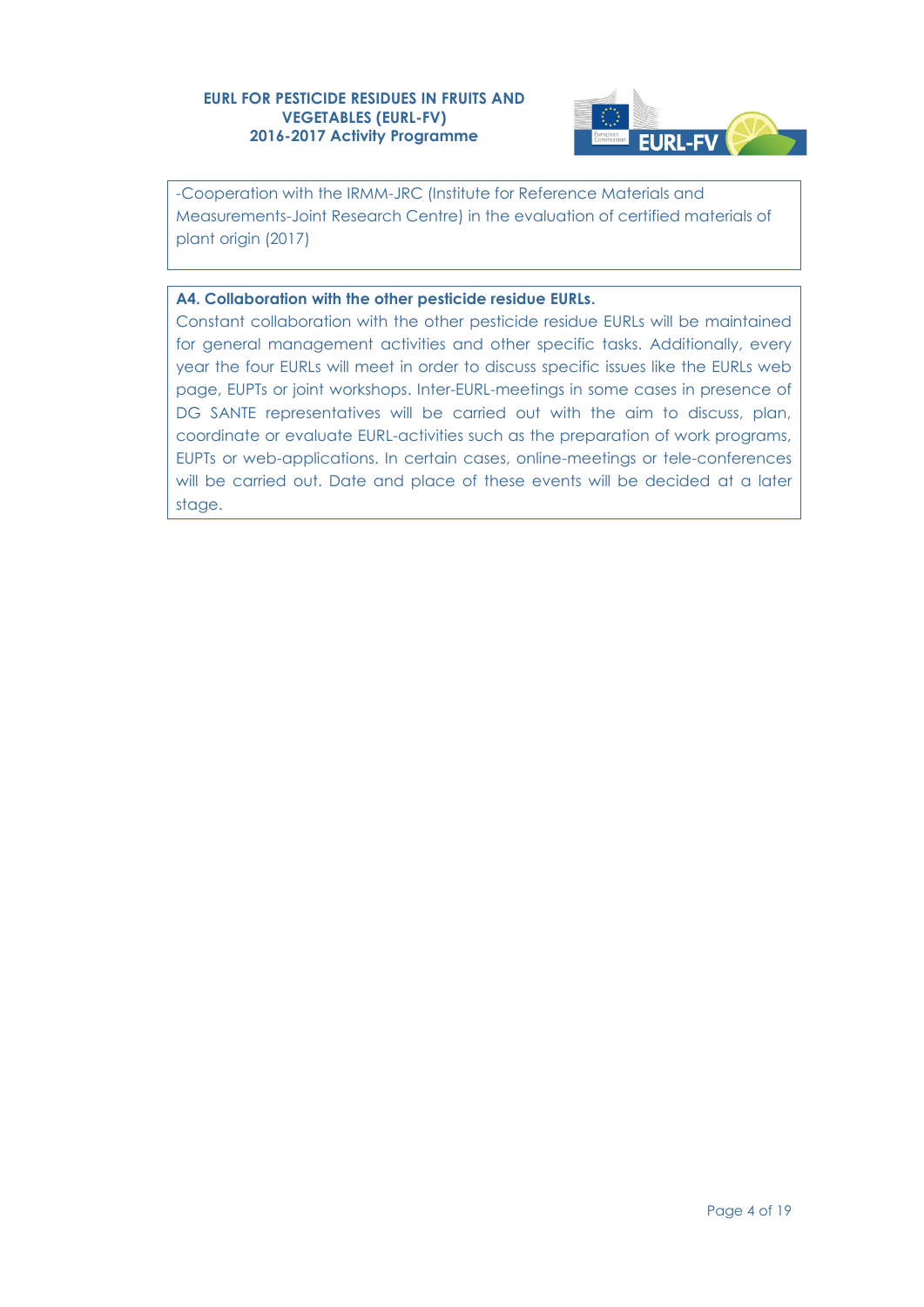-Cooperation with the IRMM-JRC (Institute for Reference Materials and Measurements-Joint Research Centre) in the evaluation of certified materials of plant origin (2017)

**A4. Collaboration with the other pesticide residue EURLs.**

Constant collaboration with the other pesticide residue EURLs will be maintained for general management activities and other specific tasks. Additionally, every year the four EURLs will meet in order to discuss specific issues like the EURLs web page, EUPTs or joint workshops. Inter-EURL-meetings in some cases in presence of DG SANTE representatives will be carried out with the aim to discuss, plan, coordinate or evaluate EURL-activities such as the preparation of work programs, EUPTs or web-applications. In certain cases, online-meetings or tele-conferences will be carried out. Date and place of these events will be decided at a later stage.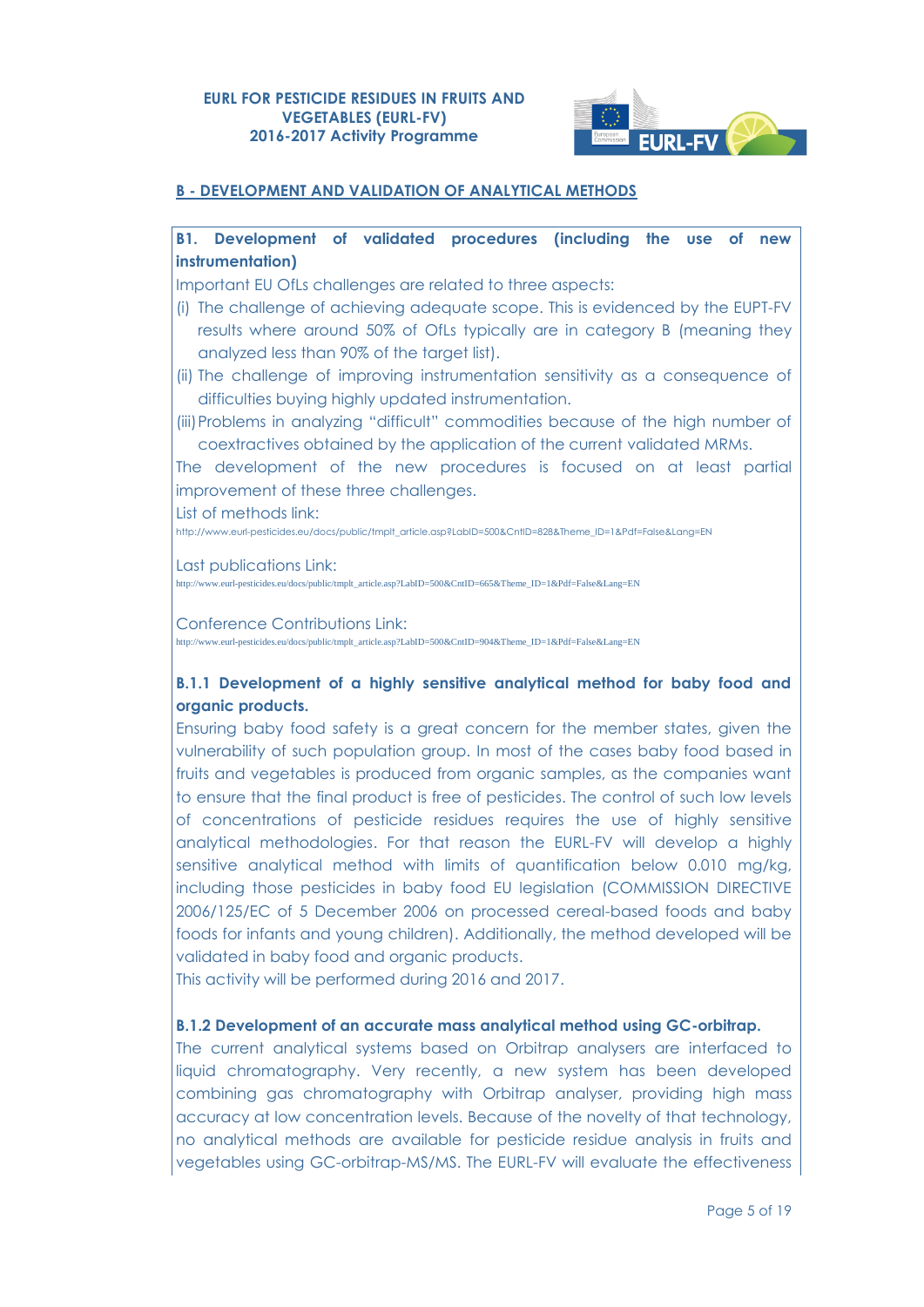## B - DEVELOPMENT AND VALIDATION OF ANALYTICAL METHODS

### B1. Development of validated procedures (including the use of new instrumentation)

Important EU OfLs challenges are related to three aspects:

(i) The challenge of achieving adequate scope. This is evidenced by the EUPT-FV results where around 50% of OfLs typically are in category B (meaning they analyzed less than 90% of the target list).

(ii) The challenge of improving instrumentation sensitivity as a consequence of difficulties buying highly updated instrumentation.

(iii) Problems in analyzing "difficult" commodities because of the high number of coextractives obtained by the application of the current validated MRMs.

The development of the new procedures is focused on at least partial improvement of these three challenges.

List of methods link:
http://www.eurl-pesticides.eu/docs/public/tmplt_article.asp?LabID=500&CntID=828&Theme_ID=1&Pdf=False&Lang=EN

Last publications Link:
http://www.eurl-pesticides.eu/docs/public/tmplt_article.asp?LabID=500&CntID=665&Theme_ID=1&Pdf=False&Lang=EN

Conference Contributions Link:
http://www.eurl-pesticides.eu/docs/public/tmplt_article.asp?LabID=500&CntID=904&Theme_ID=1&Pdf=False&Lang=EN

#### B.1.1 Development of a highly sensitive analytical method for baby food and organic products.

Ensuring baby food safety is a great concern for the member states, given the vulnerability of such population group. In most of the cases baby food based in fruits and vegetables is produced from organic samples, as the companies want to ensure that the final product is free of pesticides. The control of such low levels of concentrations of pesticide residues requires the use of highly sensitive analytical methodologies. For that reason the EURL-FV will develop a highly sensitive analytical method with limits of quantification below 0.010 mg/kg, including those pesticides in baby food EU legislation (COMMISSION DIRECTIVE 2006/125/EC of 5 December 2006 on processed cereal-based foods and baby foods for infants and young children). Additionally, the method developed will be validated in baby food and organic products.

This activity will be performed during 2016 and 2017.

#### B.1.2 Development of an accurate mass analytical method using GC-orbitrap.

The current analytical systems based on Orbitrap analysers are interfaced to liquid chromatography. Very recently, a new system has been developed combining gas chromatography with Orbitrap analyser, providing high mass accuracy at low concentration levels. Because of the novelty of that technology, no analytical methods are available for pesticide residue analysis in fruits and vegetables using GC-orbitrap-MS/MS. The EURL-FV will evaluate the effectiveness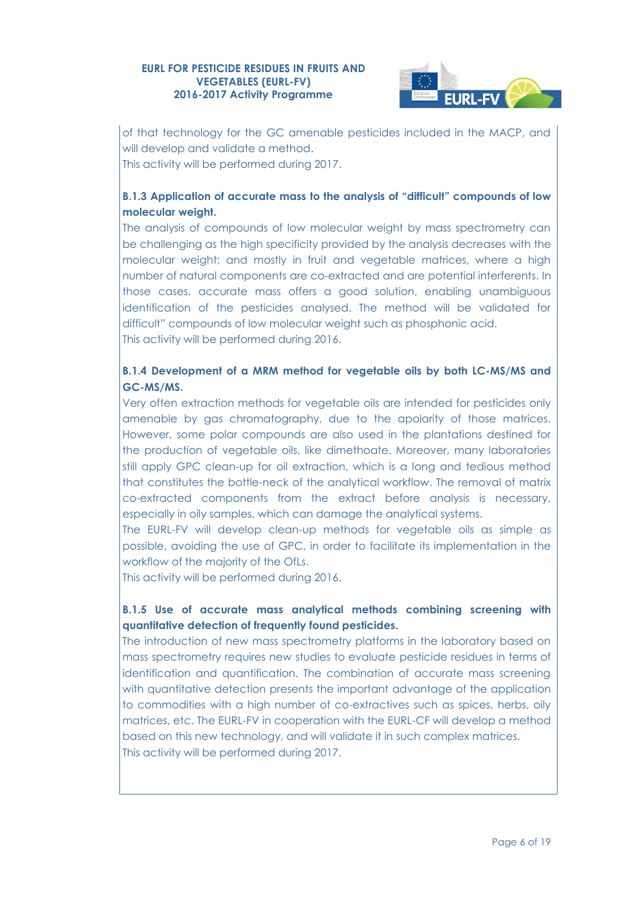of that technology for the GC amenable pesticides included in the MACP, and will develop and validate a method.
This activity will be performed during 2017.

**B.1.3 Application of accurate mass to the analysis of "difficult" compounds of low molecular weight.**

The analysis of compounds of low molecular weight by mass spectrometry can be challenging as the high specificity provided by the analysis decreases with the molecular weight; and mostly in fruit and vegetable matrices, where a high number of natural components are co-extracted and are potential interferents. In those cases, accurate mass offers a good solution, enabling unambiguous identification of the pesticides analysed. The method will be validated for difficult" compounds of low molecular weight such as phosphonic acid.
This activity will be performed during 2016.

**B.1.4 Development of a MRM method for vegetable oils by both LC-MS/MS and GC-MS/MS.**

Very often extraction methods for vegetable oils are intended for pesticides only amenable by gas chromatography, due to the apolarity of those matrices. However, some polar compounds are also used in the plantations destined for the production of vegetable oils, like dimethoate. Moreover, many laboratories still apply GPC clean-up for oil extraction, which is a long and tedious method that constitutes the bottle-neck of the analytical workflow. The removal of matrix co-extracted components from the extract before analysis is necessary, especially in oily samples, which can damage the analytical systems.
The EURL-FV will develop clean-up methods for vegetable oils as simple as possible, avoiding the use of GPC, in order to facilitate its implementation in the workflow of the majority of the OfLs.
This activity will be performed during 2016.

**B.1.5 Use of accurate mass analytical methods combining screening with quantitative detection of frequently found pesticides.**

The introduction of new mass spectrometry platforms in the laboratory based on mass spectrometry requires new studies to evaluate pesticide residues in terms of identification and quantification. The combination of accurate mass screening with quantitative detection presents the important advantage of the application to commodities with a high number of co-extractives such as spices, herbs, oily matrices, etc. The EURL-FV in cooperation with the EURL-CF will develop a method based on this new technology, and will validate it in such complex matrices.
This activity will be performed during 2017.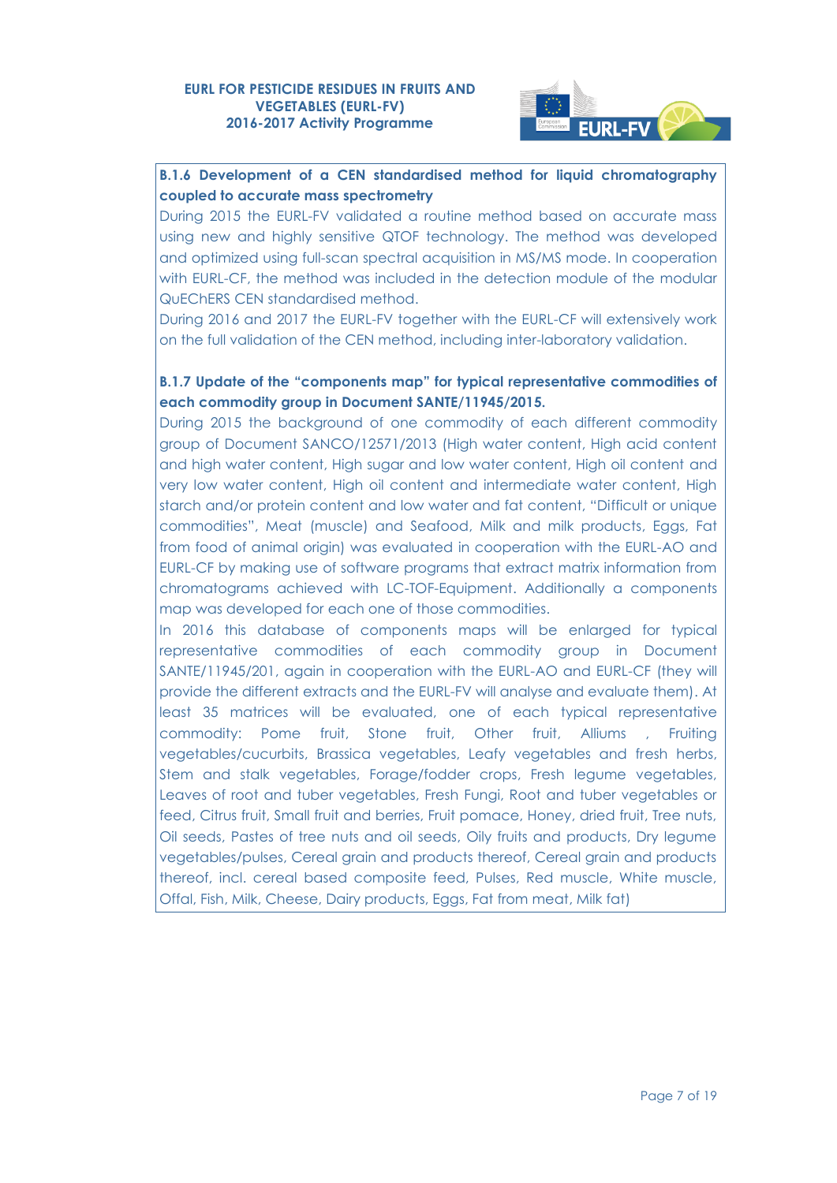**B.1.6 Development of a CEN standardised method for liquid chromatography coupled to accurate mass spectrometry**

During 2015 the EURL-FV validated a routine method based on accurate mass using new and highly sensitive QTOF technology. The method was developed and optimized using full-scan spectral acquisition in MS/MS mode. In cooperation with EURL-CF, the method was included in the detection module of the modular QuEChERS CEN standardised method.

During 2016 and 2017 the EURL-FV together with the EURL-CF will extensively work on the full validation of the CEN method, including inter-laboratory validation.

**B.1.7 Update of the "components map" for typical representative commodities of each commodity group in Document SANTE/11945/2015.**

During 2015 the background of one commodity of each different commodity group of Document SANCO/12571/2013 (High water content, High acid content and high water content, High sugar and low water content, High oil content and very low water content, High oil content and intermediate water content, High starch and/or protein content and low water and fat content, "Difficult or unique commodities", Meat (muscle) and Seafood, Milk and milk products, Eggs, Fat from food of animal origin) was evaluated in cooperation with the EURL-AO and EURL-CF by making use of software programs that extract matrix information from chromatograms achieved with LC-TOF-Equipment. Additionally a components map was developed for each one of those commodities.

In 2016 this database of components maps will be enlarged for typical representative commodities of each commodity group in Document SANTE/11945/201, again in cooperation with the EURL-AO and EURL-CF (they will provide the different extracts and the EURL-FV will analyse and evaluate them). At least 35 matrices will be evaluated, one of each typical representative commodity: Pome fruit, Stone fruit, Other fruit, Alliums , Fruiting vegetables/cucurbits, Brassica vegetables, Leafy vegetables and fresh herbs, Stem and stalk vegetables, Forage/fodder crops, Fresh legume vegetables, Leaves of root and tuber vegetables, Fresh Fungi, Root and tuber vegetables or feed, Citrus fruit, Small fruit and berries, Fruit pomace, Honey, dried fruit, Tree nuts, Oil seeds, Pastes of tree nuts and oil seeds, Oily fruits and products, Dry legume vegetables/pulses, Cereal grain and products thereof, Cereal grain and products thereof, incl. cereal based composite feed, Pulses, Red muscle, White muscle, Offal, Fish, Milk, Cheese, Dairy products, Eggs, Fat from meat, Milk fat)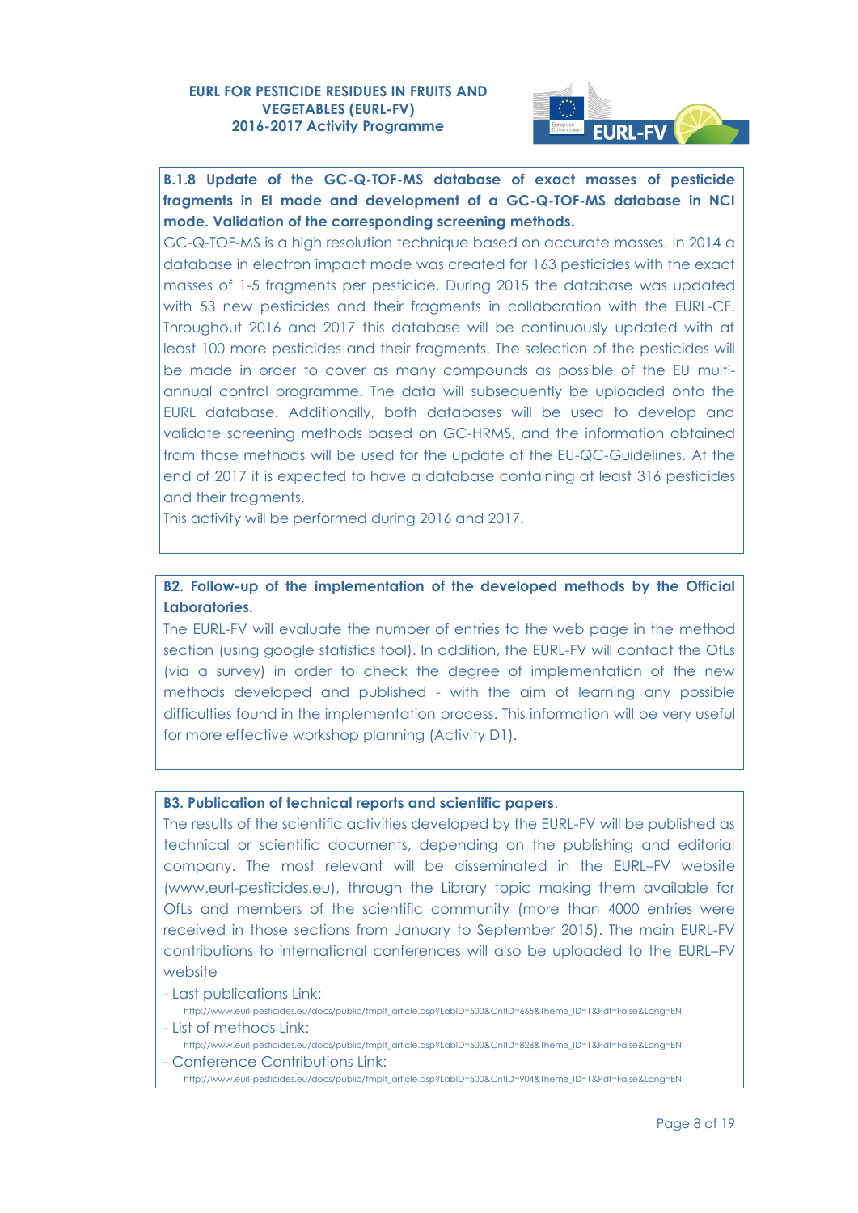**B.1.8 Update of the GC-Q-TOF-MS database of exact masses of pesticide fragments in EI mode and development of a GC-Q-TOF-MS database in NCI mode. Validation of the corresponding screening methods.**

GC-Q-TOF-MS is a high resolution technique based on accurate masses. In 2014 a database in electron impact mode was created for 163 pesticides with the exact masses of 1-5 fragments per pesticide. During 2015 the database was updated with 53 new pesticides and their fragments in collaboration with the EURL-CF. Throughout 2016 and 2017 this database will be continuously updated with at least 100 more pesticides and their fragments. The selection of the pesticides will be made in order to cover as many compounds as possible of the EU multi-annual control programme. The data will subsequently be uploaded onto the EURL database. Additionally, both databases will be used to develop and validate screening methods based on GC-HRMS, and the information obtained from those methods will be used for the update of the EU-QC-Guidelines. At the end of 2017 it is expected to have a database containing at least 316 pesticides and their fragments.

This activity will be performed during 2016 and 2017.

**B2. Follow-up of the implementation of the developed methods by the Official Laboratories.**

The EURL-FV will evaluate the number of entries to the web page in the method section (using google statistics tool). In addition, the EURL-FV will contact the OfLs (via a survey) in order to check the degree of implementation of the new methods developed and published - with the aim of learning any possible difficulties found in the implementation process. This information will be very useful for more effective workshop planning (Activity D1).

**B3. Publication of technical reports and scientific papers**.

The results of the scientific activities developed by the EURL-FV will be published as technical or scientific documents, depending on the publishing and editorial company. The most relevant will be disseminated in the EURL–FV website (www.eurl-pesticides.eu), through the Library topic making them available for OfLs and members of the scientific community (more than 4000 entries were received in those sections from January to September 2015). The main EURL-FV contributions to international conferences will also be uploaded to the EURL–FV website

- Last publications Link:
  http://www.eurl-pesticides.eu/docs/public/tmplt_article.asp?LabID=500&CntID=665&Theme_ID=1&Pdf=False&Lang=EN
- List of methods Link:
  http://www.eurl-pesticides.eu/docs/public/tmplt_article.asp?LabID=500&CntID=828&Theme_ID=1&Pdf=False&Lang=EN
- Conference Contributions Link:
  http://www.eurl-pesticides.eu/docs/public/tmplt_article.asp?LabID=500&CntID=904&Theme_ID=1&Pdf=False&Lang=EN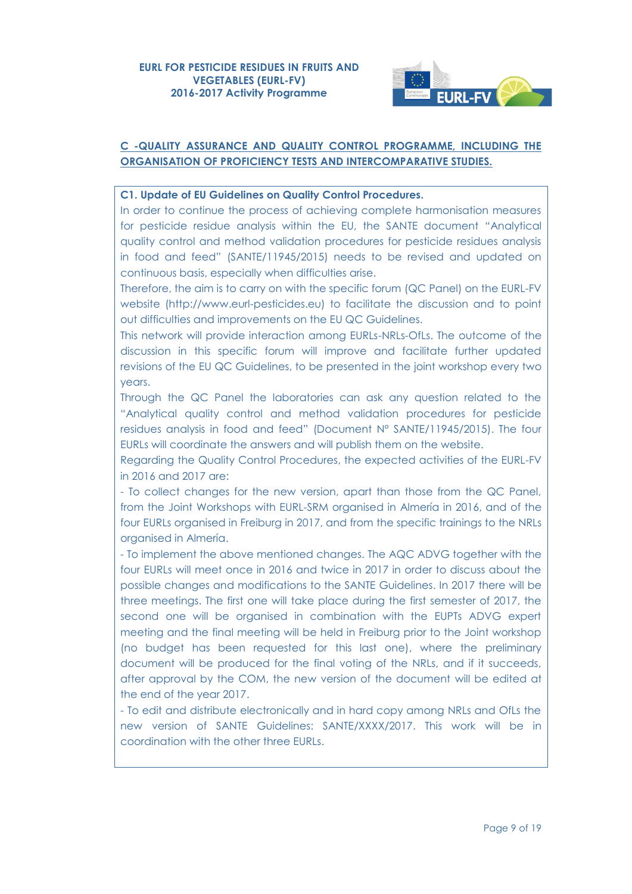## C -QUALITY ASSURANCE AND QUALITY CONTROL PROGRAMME, INCLUDING THE ORGANISATION OF PROFICIENCY TESTS AND INTERCOMPARATIVE STUDIES.

**C1. Update of EU Guidelines on Quality Control Procedures.**

In order to continue the process of achieving complete harmonisation measures for pesticide residue analysis within the EU, the SANTE document "Analytical quality control and method validation procedures for pesticide residues analysis in food and feed" (SANTE/11945/2015) needs to be revised and updated on continuous basis, especially when difficulties arise.

Therefore, the aim is to carry on with the specific forum (QC Panel) on the EURL-FV website (http://www.eurl-pesticides.eu) to facilitate the discussion and to point out difficulties and improvements on the EU QC Guidelines.

This network will provide interaction among EURLs-NRLs-OfLs. The outcome of the discussion in this specific forum will improve and facilitate further updated revisions of the EU QC Guidelines, to be presented in the joint workshop every two years.

Through the QC Panel the laboratories can ask any question related to the "Analytical quality control and method validation procedures for pesticide residues analysis in food and feed" (Document N° SANTE/11945/2015). The four EURLs will coordinate the answers and will publish them on the website.

Regarding the Quality Control Procedures, the expected activities of the EURL-FV in 2016 and 2017 are:

- To collect changes for the new version, apart than those from the QC Panel, from the Joint Workshops with EURL-SRM organised in Almería in 2016, and of the four EURLs organised in Freiburg in 2017, and from the specific trainings to the NRLs organised in Almería.
- To implement the above mentioned changes. The AQC ADVG together with the four EURLs will meet once in 2016 and twice in 2017 in order to discuss about the possible changes and modifications to the SANTE Guidelines. In 2017 there will be three meetings. The first one will take place during the first semester of 2017, the second one will be organised in combination with the EUPTs ADVG expert meeting and the final meeting will be held in Freiburg prior to the Joint workshop (no budget has been requested for this last one), where the preliminary document will be produced for the final voting of the NRLs, and if it succeeds, after approval by the COM, the new version of the document will be edited at the end of the year 2017.
- To edit and distribute electronically and in hard copy among NRLs and OfLs the new version of SANTE Guidelines: SANTE/XXXX/2017. This work will be in coordination with the other three EURLs.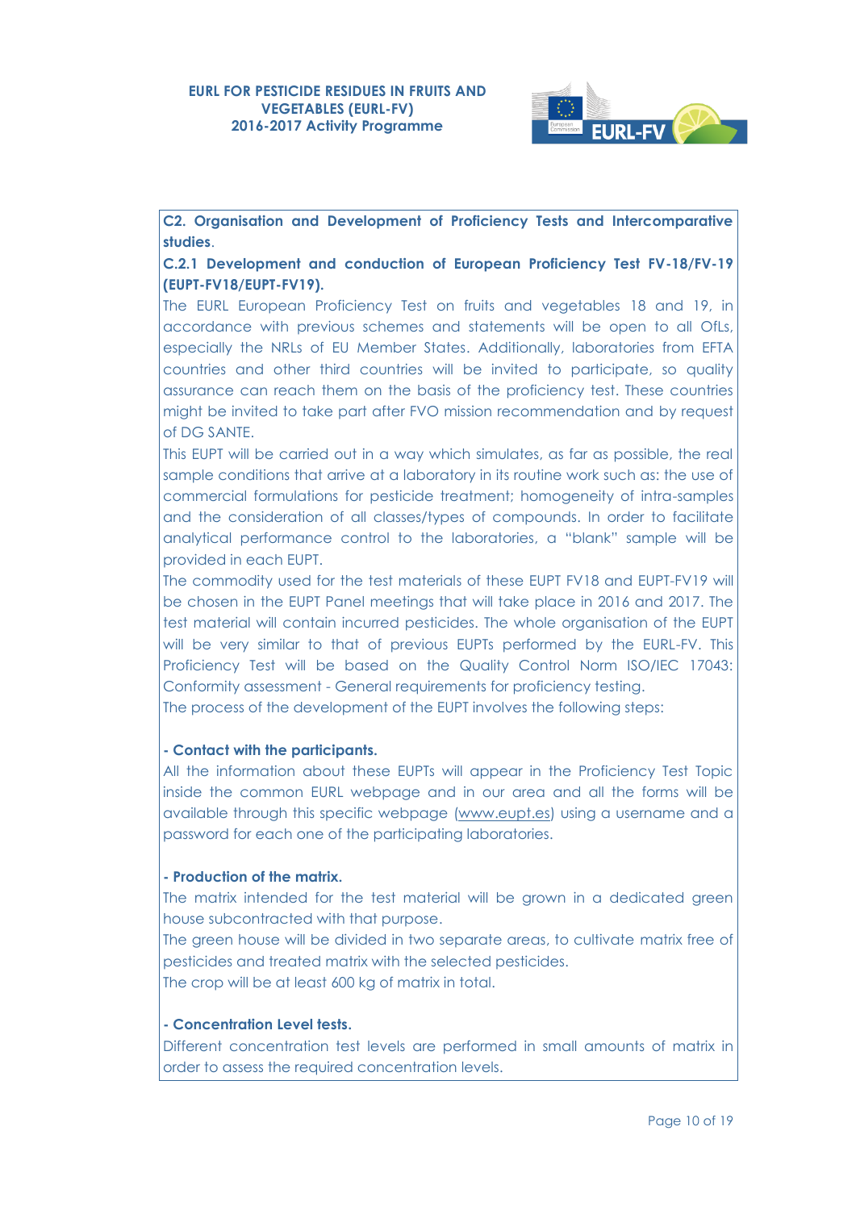## C2. Organisation and Development of Proficiency Tests and Intercomparative studies.

### C.2.1 Development and conduction of European Proficiency Test FV-18/FV-19 (EUPT-FV18/EUPT-FV19).

The EURL European Proficiency Test on fruits and vegetables 18 and 19, in accordance with previous schemes and statements will be open to all OfLs, especially the NRLs of EU Member States. Additionally, laboratories from EFTA countries and other third countries will be invited to participate, so quality assurance can reach them on the basis of the proficiency test. These countries might be invited to take part after FVO mission recommendation and by request of DG SANTE.

This EUPT will be carried out in a way which simulates, as far as possible, the real sample conditions that arrive at a laboratory in its routine work such as: the use of commercial formulations for pesticide treatment; homogeneity of intra-samples and the consideration of all classes/types of compounds. In order to facilitate analytical performance control to the laboratories, a "blank" sample will be provided in each EUPT.

The commodity used for the test materials of these EUPT FV18 and EUPT-FV19 will be chosen in the EUPT Panel meetings that will take place in 2016 and 2017. The test material will contain incurred pesticides. The whole organisation of the EUPT will be very similar to that of previous EUPTs performed by the EURL-FV. This Proficiency Test will be based on the Quality Control Norm ISO/IEC 17043: Conformity assessment - General requirements for proficiency testing.

The process of the development of the EUPT involves the following steps:

**- Contact with the participants.**

All the information about these EUPTs will appear in the Proficiency Test Topic inside the common EURL webpage and in our area and all the forms will be available through this specific webpage (www.eupt.es) using a username and a password for each one of the participating laboratories.

**- Production of the matrix.**

The matrix intended for the test material will be grown in a dedicated green house subcontracted with that purpose.

The green house will be divided in two separate areas, to cultivate matrix free of pesticides and treated matrix with the selected pesticides.

The crop will be at least 600 kg of matrix in total.

**- Concentration Level tests.**

Different concentration test levels are performed in small amounts of matrix in order to assess the required concentration levels.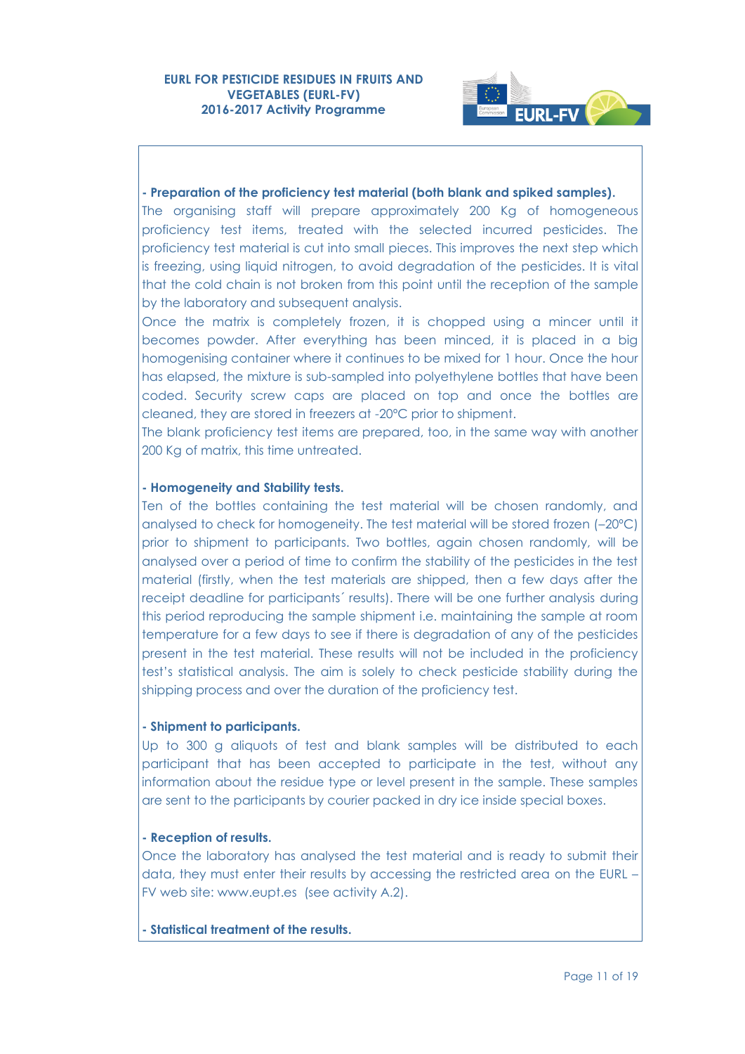**- Preparation of the proficiency test material (both blank and spiked samples).**

The organising staff will prepare approximately 200 Kg of homogeneous proficiency test items, treated with the selected incurred pesticides. The proficiency test material is cut into small pieces. This improves the next step which is freezing, using liquid nitrogen, to avoid degradation of the pesticides. It is vital that the cold chain is not broken from this point until the reception of the sample by the laboratory and subsequent analysis.

Once the matrix is completely frozen, it is chopped using a mincer until it becomes powder. After everything has been minced, it is placed in a big homogenising container where it continues to be mixed for 1 hour. Once the hour has elapsed, the mixture is sub-sampled into polyethylene bottles that have been coded. Security screw caps are placed on top and once the bottles are cleaned, they are stored in freezers at -20ºC prior to shipment.

The blank proficiency test items are prepared, too, in the same way with another 200 Kg of matrix, this time untreated.

**- Homogeneity and Stability tests.**

Ten of the bottles containing the test material will be chosen randomly, and analysed to check for homogeneity. The test material will be stored frozen (–20ºC) prior to shipment to participants. Two bottles, again chosen randomly, will be analysed over a period of time to confirm the stability of the pesticides in the test material (firstly, when the test materials are shipped, then a few days after the receipt deadline for participants´ results). There will be one further analysis during this period reproducing the sample shipment i.e. maintaining the sample at room temperature for a few days to see if there is degradation of any of the pesticides present in the test material. These results will not be included in the proficiency test's statistical analysis. The aim is solely to check pesticide stability during the shipping process and over the duration of the proficiency test.

**- Shipment to participants.**

Up to 300 g aliquots of test and blank samples will be distributed to each participant that has been accepted to participate in the test, without any information about the residue type or level present in the sample. These samples are sent to the participants by courier packed in dry ice inside special boxes.

**- Reception of results.**

Once the laboratory has analysed the test material and is ready to submit their data, they must enter their results by accessing the restricted area on the EURL – FV web site: www.eupt.es (see activity A.2).

**- Statistical treatment of the results.**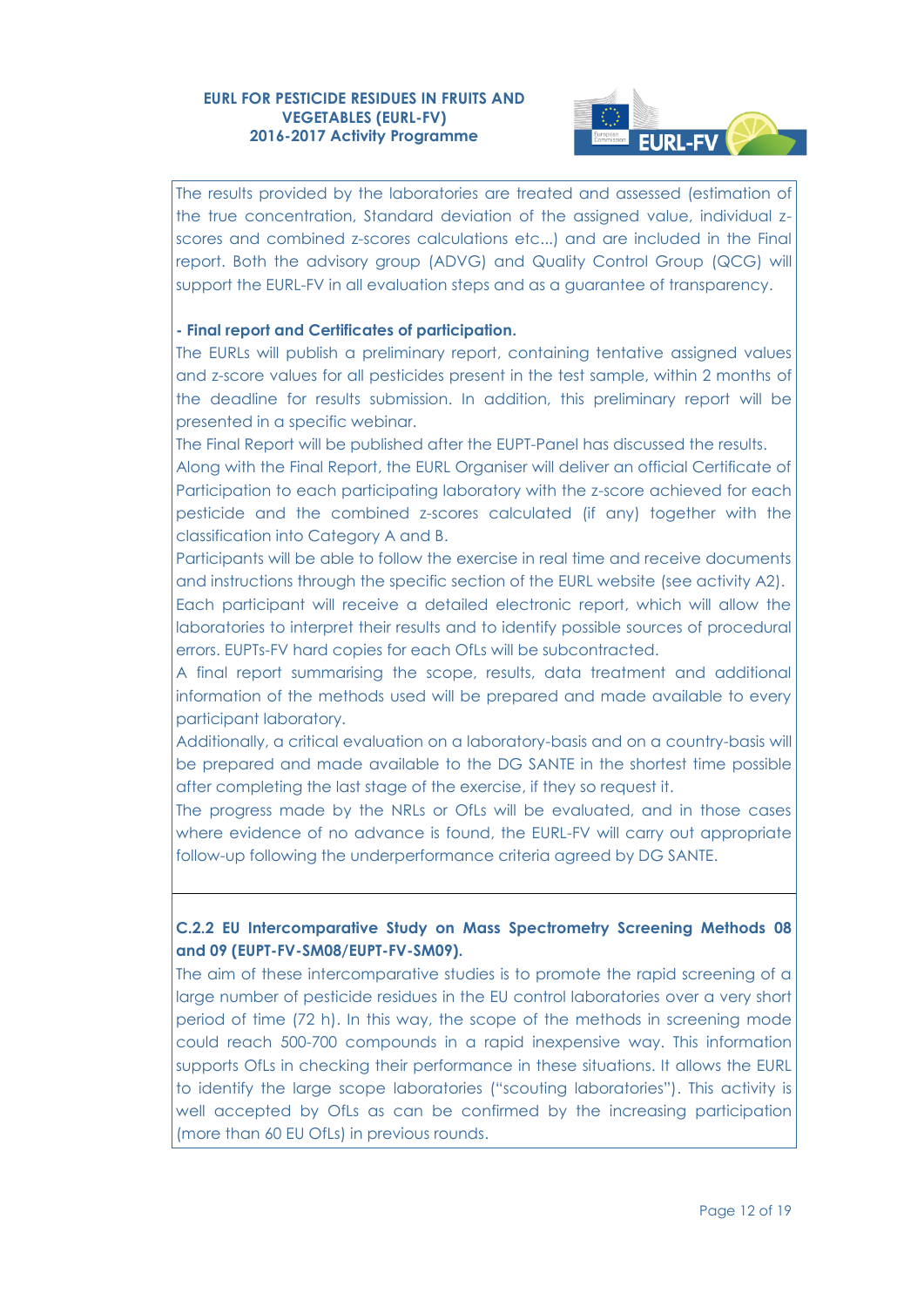The results provided by the laboratories are treated and assessed (estimation of the true concentration, Standard deviation of the assigned value, individual z-scores and combined z-scores calculations etc...) and are included in the Final report. Both the advisory group (ADVG) and Quality Control Group (QCG) will support the EURL-FV in all evaluation steps and as a guarantee of transparency.

**- Final report and Certificates of participation.**

The EURLs will publish a preliminary report, containing tentative assigned values and z-score values for all pesticides present in the test sample, within 2 months of the deadline for results submission. In addition, this preliminary report will be presented in a specific webinar.

The Final Report will be published after the EUPT-Panel has discussed the results.

Along with the Final Report, the EURL Organiser will deliver an official Certificate of Participation to each participating laboratory with the z-score achieved for each pesticide and the combined z-scores calculated (if any) together with the classification into Category A and B.

Participants will be able to follow the exercise in real time and receive documents and instructions through the specific section of the EURL website (see activity A2).

Each participant will receive a detailed electronic report, which will allow the laboratories to interpret their results and to identify possible sources of procedural errors. EUPTs-FV hard copies for each OfLs will be subcontracted.

A final report summarising the scope, results, data treatment and additional information of the methods used will be prepared and made available to every participant laboratory.

Additionally, a critical evaluation on a laboratory-basis and on a country-basis will be prepared and made available to the DG SANTE in the shortest time possible after completing the last stage of the exercise, if they so request it.

The progress made by the NRLs or OfLs will be evaluated, and in those cases where evidence of no advance is found, the EURL-FV will carry out appropriate follow-up following the underperformance criteria agreed by DG SANTE.

**C.2.2 EU Intercomparative Study on Mass Spectrometry Screening Methods 08 and 09 (EUPT-FV-SM08/EUPT-FV-SM09).**

The aim of these intercomparative studies is to promote the rapid screening of a large number of pesticide residues in the EU control laboratories over a very short period of time (72 h). In this way, the scope of the methods in screening mode could reach 500-700 compounds in a rapid inexpensive way. This information supports OfLs in checking their performance in these situations. It allows the EURL to identify the large scope laboratories ("scouting laboratories"). This activity is well accepted by OfLs as can be confirmed by the increasing participation (more than 60 EU OfLs) in previous rounds.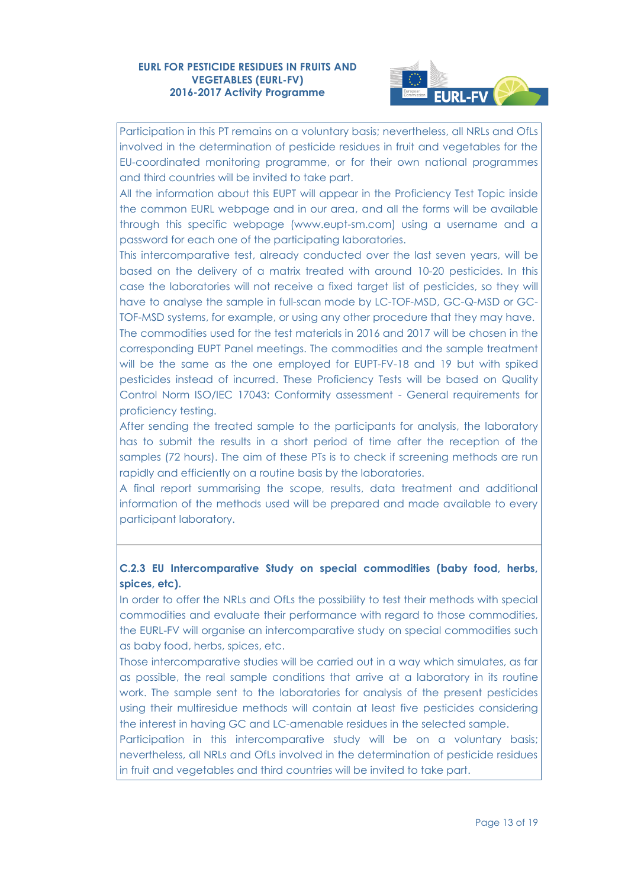Participation in this PT remains on a voluntary basis; nevertheless, all NRLs and OfLs involved in the determination of pesticide residues in fruit and vegetables for the EU-coordinated monitoring programme, or for their own national programmes and third countries will be invited to take part.

All the information about this EUPT will appear in the Proficiency Test Topic inside the common EURL webpage and in our area, and all the forms will be available through this specific webpage (www.eupt-sm.com) using a username and a password for each one of the participating laboratories.

This intercomparative test, already conducted over the last seven years, will be based on the delivery of a matrix treated with around 10-20 pesticides. In this case the laboratories will not receive a fixed target list of pesticides, so they will have to analyse the sample in full-scan mode by LC-TOF-MSD, GC-Q-MSD or GC-TOF-MSD systems, for example, or using any other procedure that they may have.

The commodities used for the test materials in 2016 and 2017 will be chosen in the corresponding EUPT Panel meetings. The commodities and the sample treatment will be the same as the one employed for EUPT-FV-18 and 19 but with spiked pesticides instead of incurred. These Proficiency Tests will be based on Quality Control Norm ISO/IEC 17043: Conformity assessment - General requirements for proficiency testing.

After sending the treated sample to the participants for analysis, the laboratory has to submit the results in a short period of time after the reception of the samples (72 hours). The aim of these PTs is to check if screening methods are run rapidly and efficiently on a routine basis by the laboratories.

A final report summarising the scope, results, data treatment and additional information of the methods used will be prepared and made available to every participant laboratory.

### C.2.3 EU Intercomparative Study on special commodities (baby food, herbs, spices, etc).

In order to offer the NRLs and OfLs the possibility to test their methods with special commodities and evaluate their performance with regard to those commodities, the EURL-FV will organise an intercomparative study on special commodities such as baby food, herbs, spices, etc.

Those intercomparative studies will be carried out in a way which simulates, as far as possible, the real sample conditions that arrive at a laboratory in its routine work. The sample sent to the laboratories for analysis of the present pesticides using their multiresidue methods will contain at least five pesticides considering the interest in having GC and LC-amenable residues in the selected sample.

Participation in this intercomparative study will be on a voluntary basis; nevertheless, all NRLs and OfLs involved in the determination of pesticide residues in fruit and vegetables and third countries will be invited to take part.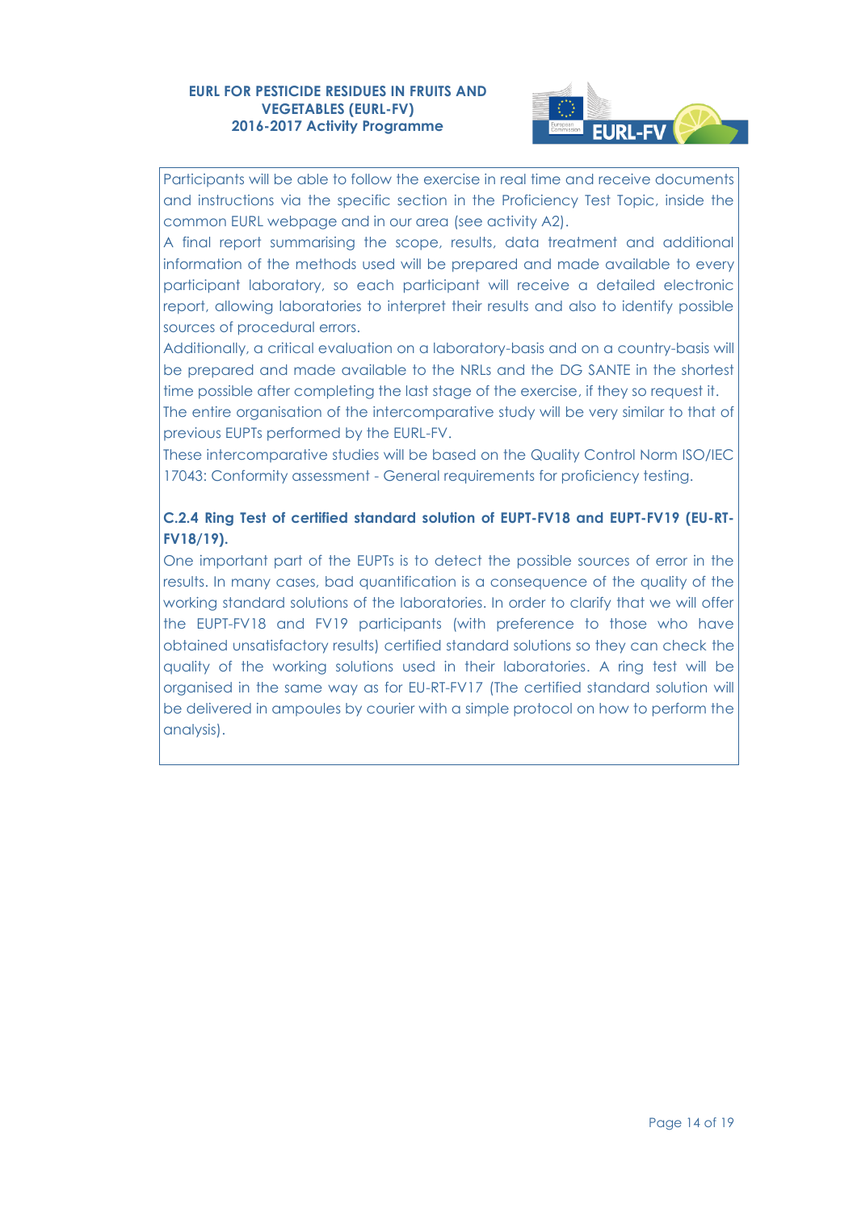Participants will be able to follow the exercise in real time and receive documents and instructions via the specific section in the Proficiency Test Topic, inside the common EURL webpage and in our area (see activity A2).

A final report summarising the scope, results, data treatment and additional information of the methods used will be prepared and made available to every participant laboratory, so each participant will receive a detailed electronic report, allowing laboratories to interpret their results and also to identify possible sources of procedural errors.

Additionally, a critical evaluation on a laboratory-basis and on a country-basis will be prepared and made available to the NRLs and the DG SANTE in the shortest time possible after completing the last stage of the exercise, if they so request it.

The entire organisation of the intercomparative study will be very similar to that of previous EUPTs performed by the EURL-FV.

These intercomparative studies will be based on the Quality Control Norm ISO/IEC 17043: Conformity assessment - General requirements for proficiency testing.

**C.2.4 Ring Test of certified standard solution of EUPT-FV18 and EUPT-FV19 (EU-RT-FV18/19).**

One important part of the EUPTs is to detect the possible sources of error in the results. In many cases, bad quantification is a consequence of the quality of the working standard solutions of the laboratories. In order to clarify that we will offer the EUPT-FV18 and FV19 participants (with preference to those who have obtained unsatisfactory results) certified standard solutions so they can check the quality of the working solutions used in their laboratories. A ring test will be organised in the same way as for EU-RT-FV17 (The certified standard solution will be delivered in ampoules by courier with a simple protocol on how to perform the analysis).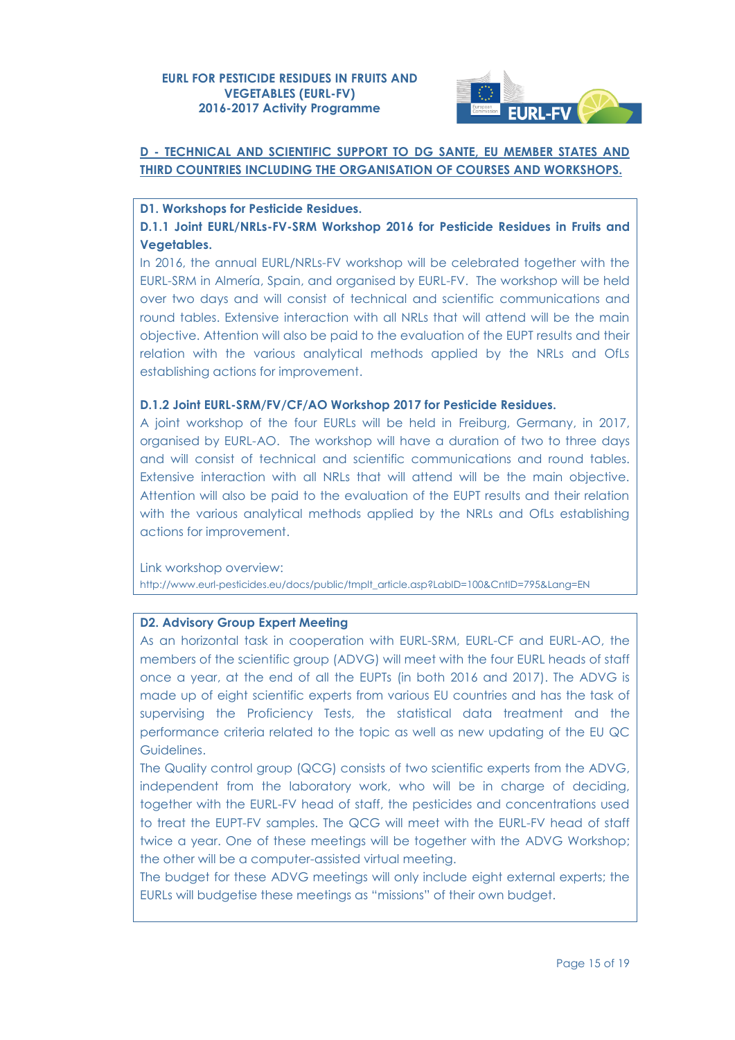## D - TECHNICAL AND SCIENTIFIC SUPPORT TO DG SANTE, EU MEMBER STATES AND THIRD COUNTRIES INCLUDING THE ORGANISATION OF COURSES AND WORKSHOPS.

### D1. Workshops for Pesticide Residues.

#### D.1.1 Joint EURL/NRLs-FV-SRM Workshop 2016 for Pesticide Residues in Fruits and Vegetables.

In 2016, the annual EURL/NRLs-FV workshop will be celebrated together with the EURL-SRM in Almería, Spain, and organised by EURL-FV. The workshop will be held over two days and will consist of technical and scientific communications and round tables. Extensive interaction with all NRLs that will attend will be the main objective. Attention will also be paid to the evaluation of the EUPT results and their relation with the various analytical methods applied by the NRLs and OfLs establishing actions for improvement.

#### D.1.2 Joint EURL-SRM/FV/CF/AO Workshop 2017 for Pesticide Residues.

A joint workshop of the four EURLs will be held in Freiburg, Germany, in 2017, organised by EURL-AO. The workshop will have a duration of two to three days and will consist of technical and scientific communications and round tables. Extensive interaction with all NRLs that will attend will be the main objective. Attention will also be paid to the evaluation of the EUPT results and their relation with the various analytical methods applied by the NRLs and OfLs establishing actions for improvement.

Link workshop overview:
http://www.eurl-pesticides.eu/docs/public/tmplt_article.asp?LabID=100&CntID=795&Lang=EN

### D2. Advisory Group Expert Meeting

As an horizontal task in cooperation with EURL-SRM, EURL-CF and EURL-AO, the members of the scientific group (ADVG) will meet with the four EURL heads of staff once a year, at the end of all the EUPTs (in both 2016 and 2017). The ADVG is made up of eight scientific experts from various EU countries and has the task of supervising the Proficiency Tests, the statistical data treatment and the performance criteria related to the topic as well as new updating of the EU QC Guidelines.

The Quality control group (QCG) consists of two scientific experts from the ADVG, independent from the laboratory work, who will be in charge of deciding, together with the EURL-FV head of staff, the pesticides and concentrations used to treat the EUPT-FV samples. The QCG will meet with the EURL-FV head of staff twice a year. One of these meetings will be together with the ADVG Workshop; the other will be a computer-assisted virtual meeting.

The budget for these ADVG meetings will only include eight external experts; the EURLs will budgetise these meetings as "missions" of their own budget.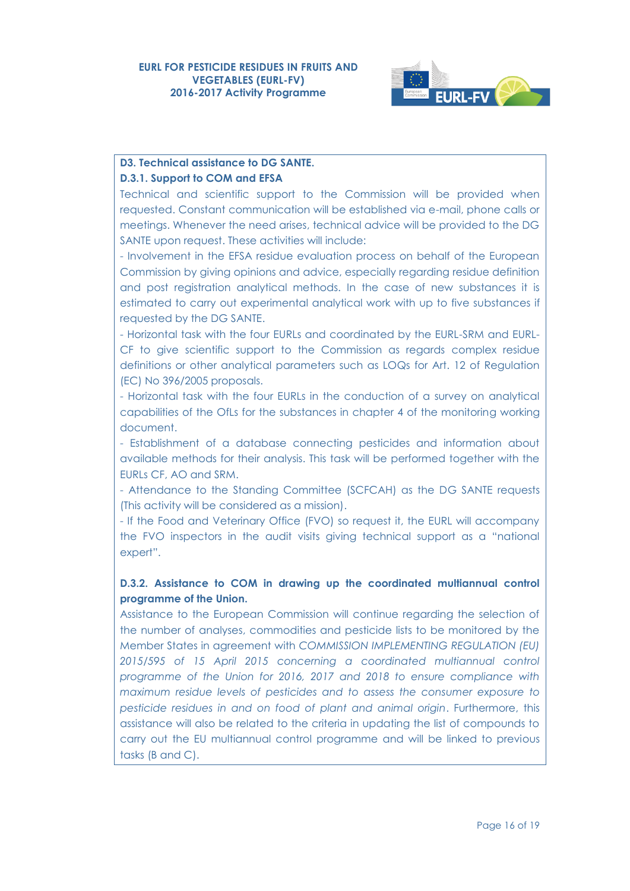### D3. Technical assistance to DG SANTE.

#### D.3.1. Support to COM and EFSA

Technical and scientific support to the Commission will be provided when requested. Constant communication will be established via e-mail, phone calls or meetings. Whenever the need arises, technical advice will be provided to the DG SANTE upon request. These activities will include:

- Involvement in the EFSA residue evaluation process on behalf of the European Commission by giving opinions and advice, especially regarding residue definition and post registration analytical methods. In the case of new substances it is estimated to carry out experimental analytical work with up to five substances if requested by the DG SANTE.
- Horizontal task with the four EURLs and coordinated by the EURL-SRM and EURL-CF to give scientific support to the Commission as regards complex residue definitions or other analytical parameters such as LOQs for Art. 12 of Regulation (EC) No 396/2005 proposals.
- Horizontal task with the four EURLs in the conduction of a survey on analytical capabilities of the OfLs for the substances in chapter 4 of the monitoring working document.
- Establishment of a database connecting pesticides and information about available methods for their analysis. This task will be performed together with the EURLs CF, AO and SRM.
- Attendance to the Standing Committee (SCFCAH) as the DG SANTE requests (This activity will be considered as a mission).
- If the Food and Veterinary Office (FVO) so request it, the EURL will accompany the FVO inspectors in the audit visits giving technical support as a "national expert".

#### D.3.2. Assistance to COM in drawing up the coordinated multiannual control programme of the Union.

Assistance to the European Commission will continue regarding the selection of the number of analyses, commodities and pesticide lists to be monitored by the Member States in agreement with *COMMISSION IMPLEMENTING REGULATION (EU) 2015/595 of 15 April 2015 concerning a coordinated multiannual control programme of the Union for 2016, 2017 and 2018 to ensure compliance with maximum residue levels of pesticides and to assess the consumer exposure to pesticide residues in and on food of plant and animal origin*. Furthermore, this assistance will also be related to the criteria in updating the list of compounds to carry out the EU multiannual control programme and will be linked to previous tasks (B and C).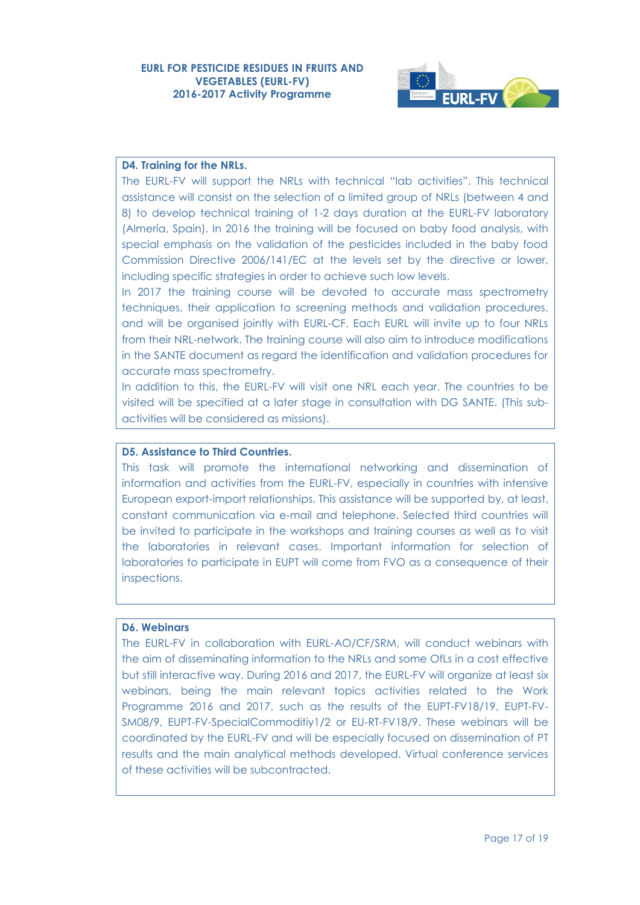**D4. Training for the NRLs.**

The EURL-FV will support the NRLs with technical "lab activities". This technical assistance will consist on the selection of a limited group of NRLs (between 4 and 8) to develop technical training of 1-2 days duration at the EURL-FV laboratory (Almería, Spain). In 2016 the training will be focused on baby food analysis, with special emphasis on the validation of the pesticides included in the baby food Commission Directive 2006/141/EC at the levels set by the directive or lower, including specific strategies in order to achieve such low levels.

In 2017 the training course will be devoted to accurate mass spectrometry techniques, their application to screening methods and validation procedures, and will be organised jointly with EURL-CF. Each EURL will invite up to four NRLs from their NRL-network. The training course will also aim to introduce modifications in the SANTE document as regard the identification and validation procedures for accurate mass spectrometry.

In addition to this, the EURL-FV will visit one NRL each year. The countries to be visited will be specified at a later stage in consultation with DG SANTE. (This sub-activities will be considered as missions).

**D5. Assistance to Third Countries.**

This task will promote the international networking and dissemination of information and activities from the EURL-FV, especially in countries with intensive European export-import relationships. This assistance will be supported by, at least, constant communication via e-mail and telephone. Selected third countries will be invited to participate in the workshops and training courses as well as to visit the laboratories in relevant cases. Important information for selection of laboratories to participate in EUPT will come from FVO as a consequence of their inspections.

**D6. Webinars**

The EURL-FV in collaboration with EURL-AO/CF/SRM, will conduct webinars with the aim of disseminating information to the NRLs and some OfLs in a cost effective but still interactive way. During 2016 and 2017, the EURL-FV will organize at least six webinars, being the main relevant topics activities related to the Work Programme 2016 and 2017, such as the results of the EUPT-FV18/19, EUPT-FV-SM08/9, EUPT-FV-SpecialCommoditiy1/2 or EU-RT-FV18/9. These webinars will be coordinated by the EURL-FV and will be especially focused on dissemination of PT results and the main analytical methods developed. Virtual conference services of these activities will be subcontracted.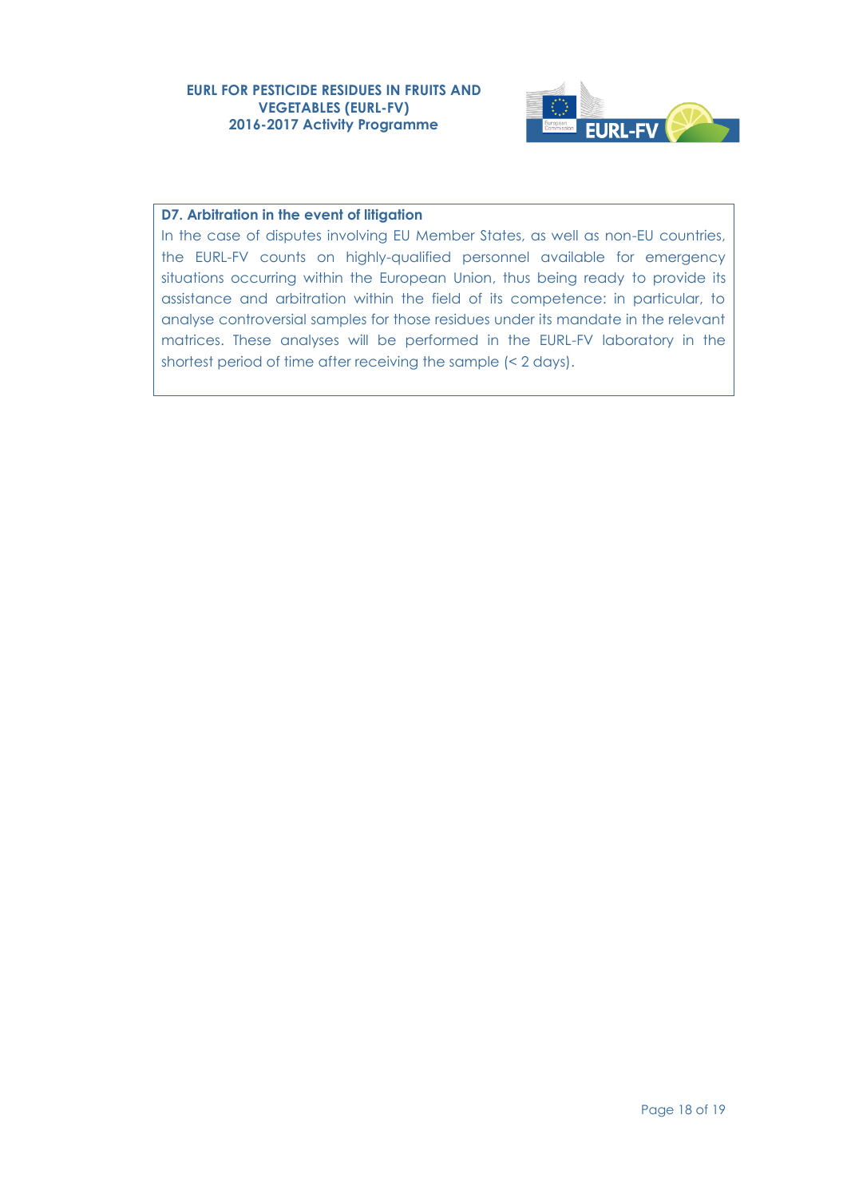**D7. Arbitration in the event of litigation**

In the case of disputes involving EU Member States, as well as non-EU countries, the EURL-FV counts on highly-qualified personnel available for emergency situations occurring within the European Union, thus being ready to provide its assistance and arbitration within the field of its competence: in particular, to analyse controversial samples for those residues under its mandate in the relevant matrices. These analyses will be performed in the EURL-FV laboratory in the shortest period of time after receiving the sample (< 2 days).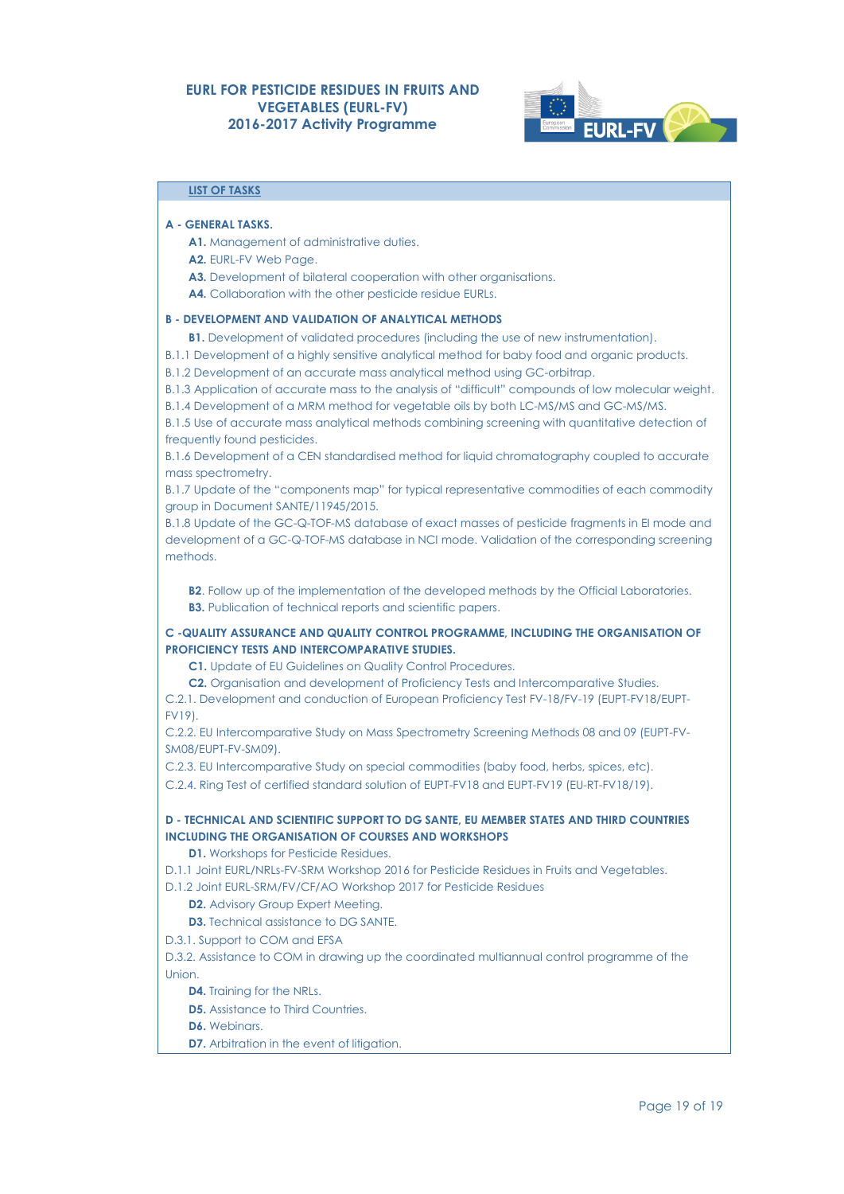# EURL FOR PESTICIDE RESIDUES IN FRUITS AND VEGETABLES (EURL-FV)
## 2016-2017 Activity Programme

**LIST OF TASKS**

**A - GENERAL TASKS.**

**A1.** Management of administrative duties.
**A2.** EURL-FV Web Page.
**A3.** Development of bilateral cooperation with other organisations.
**A4.** Collaboration with the other pesticide residue EURLs.

**B - DEVELOPMENT AND VALIDATION OF ANALYTICAL METHODS**

**B1.** Development of validated procedures (including the use of new instrumentation).

B.1.1 Development of a highly sensitive analytical method for baby food and organic products.
B.1.2 Development of an accurate mass analytical method using GC-orbitrap.
B.1.3 Application of accurate mass to the analysis of "difficult" compounds of low molecular weight.
B.1.4 Development of a MRM method for vegetable oils by both LC-MS/MS and GC-MS/MS.
B.1.5 Use of accurate mass analytical methods combining screening with quantitative detection of frequently found pesticides.
B.1.6 Development of a CEN standardised method for liquid chromatography coupled to accurate mass spectrometry.
B.1.7 Update of the "components map" for typical representative commodities of each commodity group in Document SANTE/11945/2015.
B.1.8 Update of the GC-Q-TOF-MS database of exact masses of pesticide fragments in EI mode and development of a GC-Q-TOF-MS database in NCI mode. Validation of the corresponding screening methods.

**B2**. Follow up of the implementation of the developed methods by the Official Laboratories.
**B3.** Publication of technical reports and scientific papers.

**C -QUALITY ASSURANCE AND QUALITY CONTROL PROGRAMME, INCLUDING THE ORGANISATION OF PROFICIENCY TESTS AND INTERCOMPARATIVE STUDIES.**

**C1.** Update of EU Guidelines on Quality Control Procedures.
**C2.** Organisation and development of Proficiency Tests and Intercomparative Studies.

C.2.1. Development and conduction of European Proficiency Test FV-18/FV-19 (EUPT-FV18/EUPT-FV19).
C.2.2. EU Intercomparative Study on Mass Spectrometry Screening Methods 08 and 09 (EUPT-FV-SM08/EUPT-FV-SM09).
C.2.3. EU Intercomparative Study on special commodities (baby food, herbs, spices, etc).
C.2.4. Ring Test of certified standard solution of EUPT-FV18 and EUPT-FV19 (EU-RT-FV18/19).

**D - TECHNICAL AND SCIENTIFIC SUPPORT TO DG SANTE, EU MEMBER STATES AND THIRD COUNTRIES INCLUDING THE ORGANISATION OF COURSES AND WORKSHOPS**

**D1.** Workshops for Pesticide Residues.

D.1.1 Joint EURL/NRLs-FV-SRM Workshop 2016 for Pesticide Residues in Fruits and Vegetables.
D.1.2 Joint EURL-SRM/FV/CF/AO Workshop 2017 for Pesticide Residues

**D2.** Advisory Group Expert Meeting.
**D3.** Technical assistance to DG SANTE.

D.3.1. Support to COM and EFSA
D.3.2. Assistance to COM in drawing up the coordinated multiannual control programme of the Union.

**D4.** Training for the NRLs.
**D5.** Assistance to Third Countries.
**D6.** Webinars.
**D7.** Arbitration in the event of litigation.